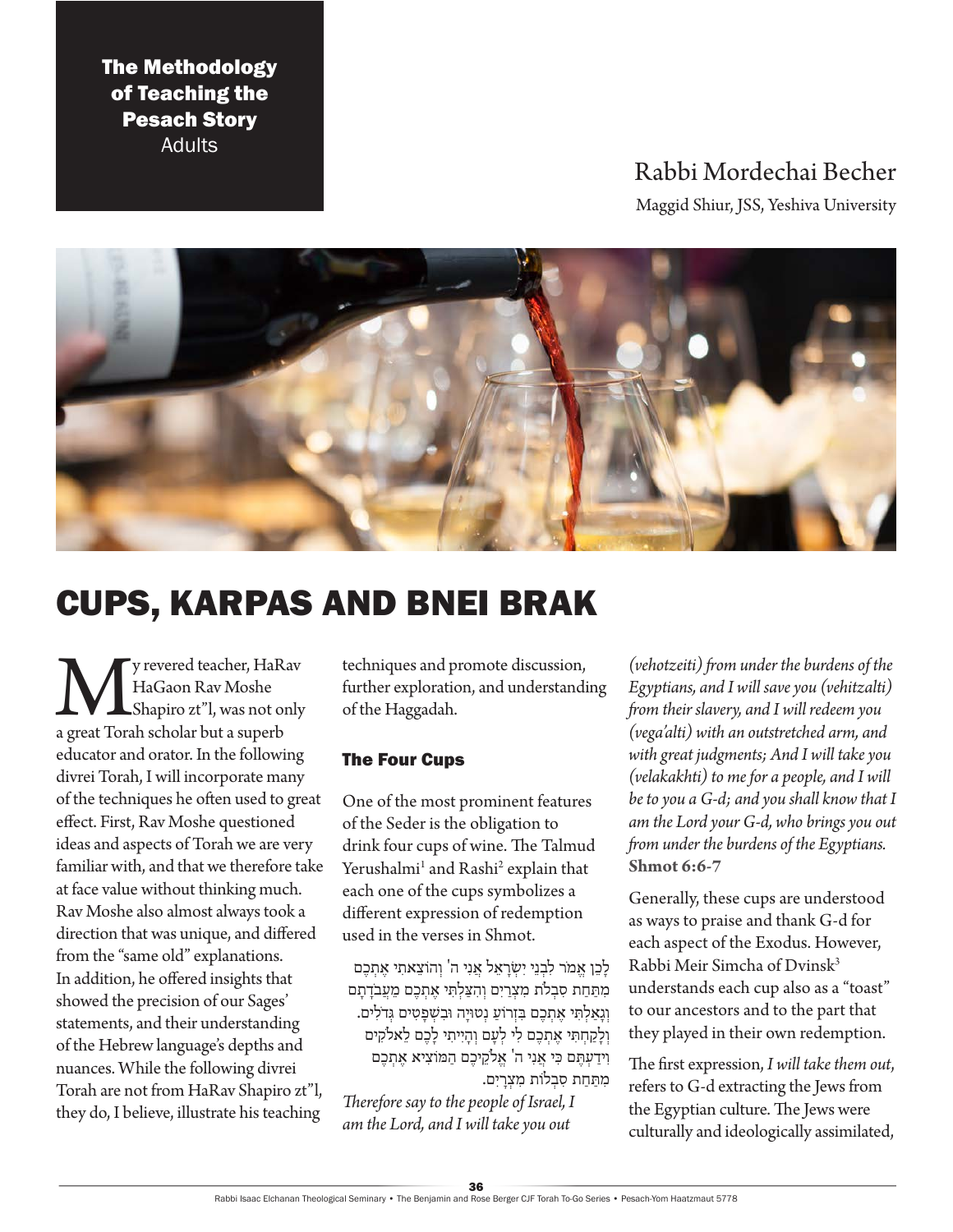The Methodology of Teaching the Pesach Story
Adults

Rabbi Mordechai Becher

Maggid Shiur, JSS, Yeshiva University

# CUPS, KARPAS AND BNEI BRAK

My revered teacher, HaRav HaGaon Rav Moshe Shapiro zt"l, was not only a great Torah scholar but a superb educator and orator. In the following divrei Torah, I will incorporate many of the techniques he often used to great effect. First, Rav Moshe questioned ideas and aspects of Torah we are very familiar with, and that we therefore take at face value without thinking much. Rav Moshe also almost always took a direction that was unique, and differed from the "same old" explanations. In addition, he offered insights that showed the precision of our Sages' statements, and their understanding of the Hebrew language's depths and nuances. While the following divrei Torah are not from HaRav Shapiro zt"l, they do, I believe, illustrate his teaching techniques and promote discussion, further exploration, and understanding of the Haggadah.

## The Four Cups

One of the most prominent features of the Seder is the obligation to drink four cups of wine. The Talmud Yerushalmi[1] and Rashi[2] explain that each one of the cups symbolizes a different expression of redemption used in the verses in Shmot.

לָכֵן אֱמֹר לִבְנֵי יִשְׂרָאֵל אֲנִי ה' וְהוֹצֵאתִי אֶתְכֶם מִתַּחַת סִבְלֹת מִצְרַיִם וְהִצַּלְתִּי אֶתְכֶם מֵעֲבֹדָתָם וְגָאַלְתִּי אֶתְכֶם בִּזְרוֹעַ נְטוּיָה וּבִשְׁפָטִים גְּדֹלִים. וְלָקַחְתִּי אֶתְכֶם לִי לְעָם וְהָיִיתִי לָכֶם לֵאלֹקִים וִידַעְתֶּם כִּי אֲנִי ה' אֱלֹקֵיכֶם הַמּוֹצִיא אֶתְכֶם מִתַּחַת סִבְלוֹת מִצְרָיִם.

*Therefore say to the people of Israel, I am the Lord, and I will take you out (vehotzeiti) from under the burdens of the Egyptians, and I will save you (vehitzalti) from their slavery, and I will redeem you (vega'alti) with an outstretched arm, and with great judgments; And I will take you (velakakhti) to me for a people, and I will be to you a G-d; and you shall know that I am the Lord your G-d, who brings you out from under the burdens of the Egyptians.* **Shmot 6:6-7**

Generally, these cups are understood as ways to praise and thank G-d for each aspect of the Exodus. However, Rabbi Meir Simcha of Dvinsk[3] understands each cup also as a "toast" to our ancestors and to the part that they played in their own redemption.

The first expression, *I will take them out*, refers to G-d extracting the Jews from the Egyptian culture. The Jews were culturally and ideologically assimilated,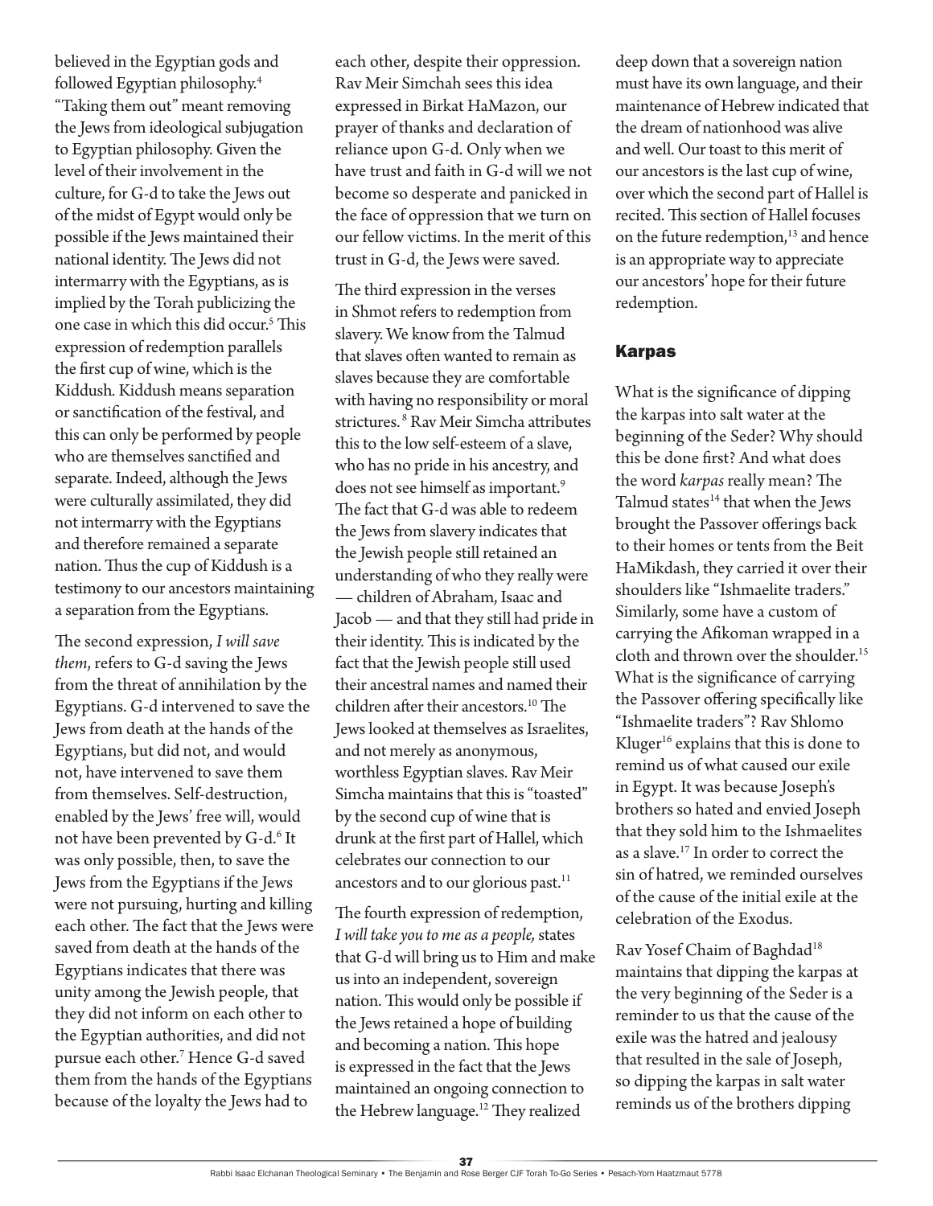believed in the Egyptian gods and followed Egyptian philosophy.[4] "Taking them out" meant removing the Jews from ideological subjugation to Egyptian philosophy. Given the level of their involvement in the culture, for G-d to take the Jews out of the midst of Egypt would only be possible if the Jews maintained their national identity. The Jews did not intermarry with the Egyptians, as is implied by the Torah publicizing the one case in which this did occur.[5] This expression of redemption parallels the first cup of wine, which is the Kiddush. Kiddush means separation or sanctification of the festival, and this can only be performed by people who are themselves sanctified and separate. Indeed, although the Jews were culturally assimilated, they did not intermarry with the Egyptians and therefore remained a separate nation. Thus the cup of Kiddush is a testimony to our ancestors maintaining a separation from the Egyptians.

The second expression, *I will save them*, refers to G-d saving the Jews from the threat of annihilation by the Egyptians. G-d intervened to save the Jews from death at the hands of the Egyptians, but did not, and would not, have intervened to save them from themselves. Self-destruction, enabled by the Jews' free will, would not have been prevented by G-d.[6] It was only possible, then, to save the Jews from the Egyptians if the Jews were not pursuing, hurting and killing each other. The fact that the Jews were saved from death at the hands of the Egyptians indicates that there was unity among the Jewish people, that they did not inform on each other to the Egyptian authorities, and did not pursue each other.[7] Hence G-d saved them from the hands of the Egyptians because of the loyalty the Jews had to each other, despite their oppression. Rav Meir Simchah sees this idea expressed in Birkat HaMazon, our prayer of thanks and declaration of reliance upon G-d. Only when we have trust and faith in G-d will we not become so desperate and panicked in the face of oppression that we turn on our fellow victims. In the merit of this trust in G-d, the Jews were saved.

The third expression in the verses in Shmot refers to redemption from slavery. We know from the Talmud that slaves often wanted to remain as slaves because they are comfortable with having no responsibility or moral strictures.[8] Rav Meir Simcha attributes this to the low self-esteem of a slave, who has no pride in his ancestry, and does not see himself as important.[9] The fact that G-d was able to redeem the Jews from slavery indicates that the Jewish people still retained an understanding of who they really were — children of Abraham, Isaac and Jacob — and that they still had pride in their identity. This is indicated by the fact that the Jewish people still used their ancestral names and named their children after their ancestors.[10] The Jews looked at themselves as Israelites, and not merely as anonymous, worthless Egyptian slaves. Rav Meir Simcha maintains that this is "toasted" by the second cup of wine that is drunk at the first part of Hallel, which celebrates our connection to our ancestors and to our glorious past.[11]

The fourth expression of redemption, *I will take you to me as a people,* states that G-d will bring us to Him and make us into an independent, sovereign nation. This would only be possible if the Jews retained a hope of building and becoming a nation. This hope is expressed in the fact that the Jews maintained an ongoing connection to the Hebrew language.[12] They realized deep down that a sovereign nation must have its own language, and their maintenance of Hebrew indicated that the dream of nationhood was alive and well. Our toast to this merit of our ancestors is the last cup of wine, over which the second part of Hallel is recited. This section of Hallel focuses on the future redemption,[13] and hence is an appropriate way to appreciate our ancestors' hope for their future redemption.

## Karpas

What is the significance of dipping the karpas into salt water at the beginning of the Seder? Why should this be done first? And what does the word *karpas* really mean? The Talmud states[14] that when the Jews brought the Passover offerings back to their homes or tents from the Beit HaMikdash, they carried it over their shoulders like "Ishmaelite traders." Similarly, some have a custom of carrying the Afikoman wrapped in a cloth and thrown over the shoulder.[15] What is the significance of carrying the Passover offering specifically like "Ishmaelite traders"? Rav Shlomo Kluger[16] explains that this is done to remind us of what caused our exile in Egypt. It was because Joseph's brothers so hated and envied Joseph that they sold him to the Ishmaelites as a slave.[17] In order to correct the sin of hatred, we reminded ourselves of the cause of the initial exile at the celebration of the Exodus.

Rav Yosef Chaim of Baghdad[18] maintains that dipping the karpas at the very beginning of the Seder is a reminder to us that the cause of the exile was the hatred and jealousy that resulted in the sale of Joseph, so dipping the karpas in salt water reminds us of the brothers dipping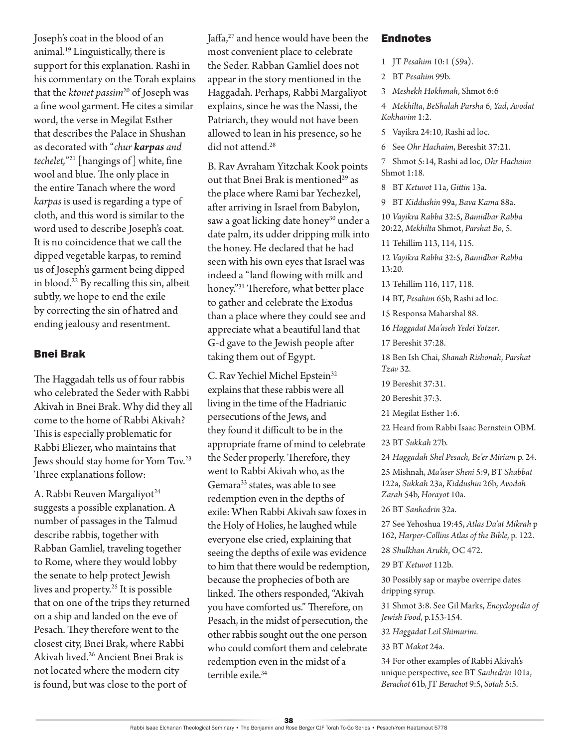Joseph's coat in the blood of an animal.[19] Linguistically, there is support for this explanation. Rashi in his commentary on the Torah explains that the *ktonet passim*[20] of Joseph was a fine wool garment. He cites a similar word, the verse in Megilat Esther that describes the Palace in Shushan as decorated with "*chur **karpas** and techelet,*"[21] [hangings of] white, fine wool and blue. The only place in the entire Tanach where the word *karpas* is used is regarding a type of cloth, and this word is similar to the word used to describe Joseph's coat. It is no coincidence that we call the dipped vegetable karpas, to remind us of Joseph's garment being dipped in blood.[22] By recalling this sin, albeit subtly, we hope to end the exile by correcting the sin of hatred and ending jealousy and resentment.

## Bnei Brak

The Haggadah tells us of four rabbis who celebrated the Seder with Rabbi Akivah in Bnei Brak. Why did they all come to the home of Rabbi Akivah? This is especially problematic for Rabbi Eliezer, who maintains that Jews should stay home for Yom Tov.[23] Three explanations follow:

A. Rabbi Reuven Margaliyot[24] suggests a possible explanation. A number of passages in the Talmud describe rabbis, together with Rabban Gamliel, traveling together to Rome, where they would lobby the senate to help protect Jewish lives and property.[25] It is possible that on one of the trips they returned on a ship and landed on the eve of Pesach. They therefore went to the closest city, Bnei Brak, where Rabbi Akivah lived.[26] Ancient Bnei Brak is not located where the modern city is found, but was close to the port of Jaffa,[27] and hence would have been the most convenient place to celebrate the Seder. Rabban Gamliel does not appear in the story mentioned in the Haggadah. Perhaps, Rabbi Margaliyot explains, since he was the Nassi, the Patriarch, they would not have been allowed to lean in his presence, so he did not attend.[28]

B. Rav Avraham Yitzchak Kook points out that Bnei Brak is mentioned[29] as the place where Rami bar Yechezkel, after arriving in Israel from Babylon, saw a goat licking date honey[30] under a date palm, its udder dripping milk into the honey. He declared that he had seen with his own eyes that Israel was indeed a "land flowing with milk and honey."[31] Therefore, what better place to gather and celebrate the Exodus than a place where they could see and appreciate what a beautiful land that G-d gave to the Jewish people after taking them out of Egypt.

C. Rav Yechiel Michel Epstein[32] explains that these rabbis were all living in the time of the Hadrianic persecutions of the Jews, and they found it difficult to be in the appropriate frame of mind to celebrate the Seder properly. Therefore, they went to Rabbi Akivah who, as the Gemara[33] states, was able to see redemption even in the depths of exile: When Rabbi Akivah saw foxes in the Holy of Holies, he laughed while everyone else cried, explaining that seeing the depths of exile was evidence to him that there would be redemption, because the prophecies of both are linked. The others responded, "Akivah you have comforted us." Therefore, on Pesach, in the midst of persecution, the other rabbis sought out the one person who could comfort them and celebrate redemption even in the midst of a terrible exile.[34]

## Endnotes

1 JT *Pesahim* 10:1 (59a).

2 BT *Pesahim* 99b.

3 *Meshekh Hokhmah*, Shmot 6:6

4 *Mekhilta*, *BeShalah Parsha* 6, *Yad*, *Avodat Kokhavim* 1:2.

5 Vayikra 24:10, Rashi ad loc.

6 See *Ohr Hachaim*, Bereshit 37:21.

7 Shmot 5:14, Rashi ad loc, *Ohr Hachaim* Shmot 1:18.

8 BT *Ketuvot* 11a, *Gittin* 13a.

9 BT *Kiddushin* 99a, *Bava Kama* 88a.

10 *Vayikra Rabba* 32:5, *Bamidbar Rabba* 20:22, *Mekhilta* Shmot, *Parshat Bo*, 5.

11 Tehillim 113, 114, 115.

12 *Vayikra Rabba* 32:5, *Bamidbar Rabba* 13:20.

13 Tehillim 116, 117, 118.

14 BT, *Pesahim* 65b, Rashi ad loc.

15 Responsa Maharshal 88.

16 *Haggadat Ma'aseh Yedei Yotzer*.

17 Bereshit 37:28.

18 Ben Ish Chai, *Shanah Rishonah*, *Parshat Tzav* 32.

19 Bereshit 37:31.

20 Bereshit 37:3.

21 Megilat Esther 1:6.

22 Heard from Rabbi Isaac Bernstein OBM.

23 BT *Sukkah* 27b.

24 *Haggadah Shel Pesach, Be'er Miriam* p. 24.

25 Mishnah, *Ma'aser Sheni* 5:9, BT *Shabbat* 122a, *Sukkah* 23a, *Kiddushin* 26b, *Avodah Zarah* 54b, *Horayot* 10a.

26 BT *Sanhedrin* 32a.

27 See Yehoshua 19:45, *Atlas Da'at Mikrah* p 162, *Harper-Collins Atlas of the Bible*, p. 122.

28 *Shulkhan Arukh*, OC 472.

29 BT *Ketuvot* 112b.

30 Possibly sap or maybe overripe dates dripping syrup.

31 Shmot 3:8. See Gil Marks, *Encyclopedia of Jewish Food*, p.153-154.

32 *Haggadat Leil Shimurim*.

33 BT *Makot* 24a.

34 For other examples of Rabbi Akivah's unique perspective, see BT *Sanhedrin* 101a, *Berachot* 61b, JT *Berachot* 9:5, *Sotah* 5:5.